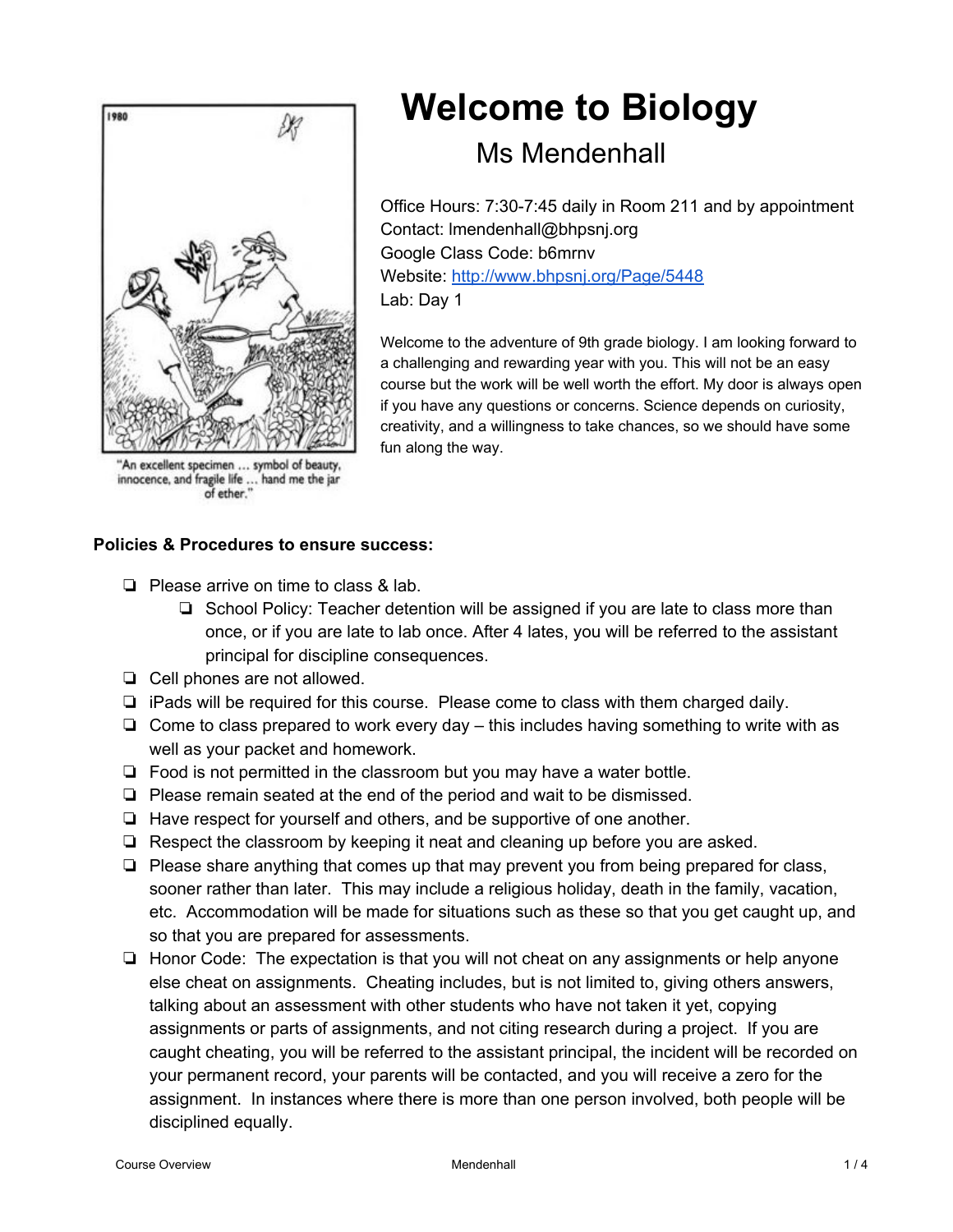"An excellent specimen … symbol of beauty, innocence, and fragile life … hand me the jar of ether."

# Welcome to Biology

## Ms Mendenhall

Office Hours: 7:30-7:45 daily in Room 211 and by appointment
Contact: lmendenhall@bhpsnj.org
Google Class Code: b6mrnv
Website: [http://www.bhpsnj.org/Page/5448](http://www.bhpsnj.org/Page/5448)
Lab: Day 1

Welcome to the adventure of 9th grade biology. I am looking forward to a challenging and rewarding year with you. This will not be an easy course but the work will be well worth the effort. My door is always open if you have any questions or concerns. Science depends on curiosity, creativity, and a willingness to take chances, so we should have some fun along the way.

**Policies & Procedures to ensure success:**

- Please arrive on time to class & lab.
  - School Policy: Teacher detention will be assigned if you are late to class more than once, or if you are late to lab once. After 4 lates, you will be referred to the assistant principal for discipline consequences.
- Cell phones are not allowed.
- iPads will be required for this course. Please come to class with them charged daily.
- Come to class prepared to work every day – this includes having something to write with as well as your packet and homework.
- Food is not permitted in the classroom but you may have a water bottle.
- Please remain seated at the end of the period and wait to be dismissed.
- Have respect for yourself and others, and be supportive of one another.
- Respect the classroom by keeping it neat and cleaning up before you are asked.
- Please share anything that comes up that may prevent you from being prepared for class, sooner rather than later. This may include a religious holiday, death in the family, vacation, etc. Accommodation will be made for situations such as these so that you get caught up, and so that you are prepared for assessments.
- Honor Code: The expectation is that you will not cheat on any assignments or help anyone else cheat on assignments. Cheating includes, but is not limited to, giving others answers, talking about an assessment with other students who have not taken it yet, copying assignments or parts of assignments, and not citing research during a project. If you are caught cheating, you will be referred to the assistant principal, the incident will be recorded on your permanent record, your parents will be contacted, and you will receive a zero for the assignment. In instances where there is more than one person involved, both people will be disciplined equally.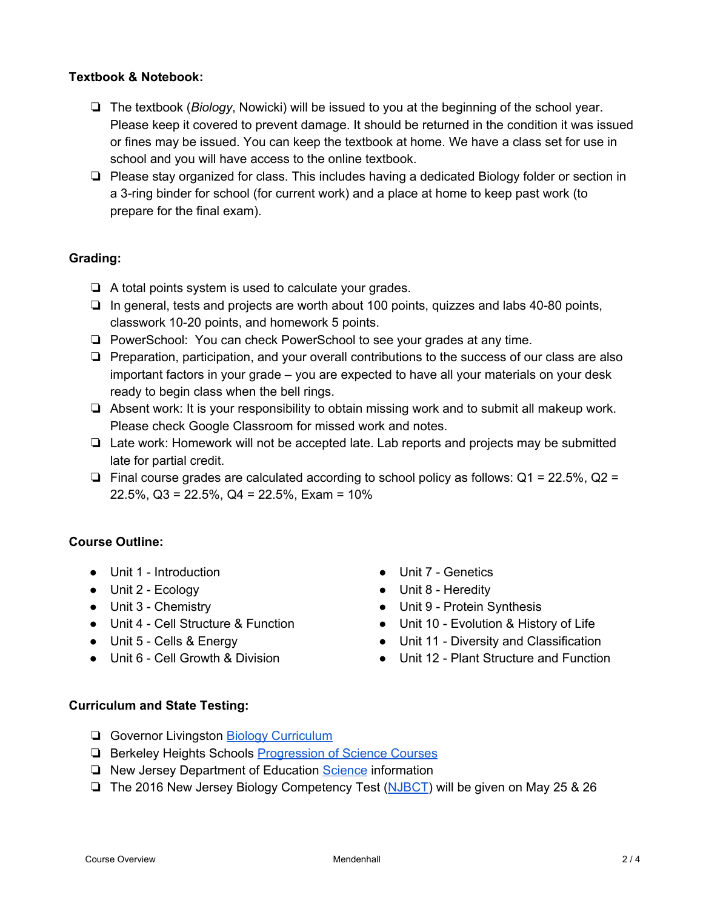**Textbook & Notebook:**

- The textbook (*Biology*, Nowicki) will be issued to you at the beginning of the school year. Please keep it covered to prevent damage. It should be returned in the condition it was issued or fines may be issued. You can keep the textbook at home. We have a class set for use in school and you will have access to the online textbook.
- Please stay organized for class. This includes having a dedicated Biology folder or section in a 3-ring binder for school (for current work) and a place at home to keep past work (to prepare for the final exam).

**Grading:**

- A total points system is used to calculate your grades.
- In general, tests and projects are worth about 100 points, quizzes and labs 40-80 points, classwork 10-20 points, and homework 5 points.
- PowerSchool: You can check PowerSchool to see your grades at any time.
- Preparation, participation, and your overall contributions to the success of our class are also important factors in your grade – you are expected to have all your materials on your desk ready to begin class when the bell rings.
- Absent work: It is your responsibility to obtain missing work and to submit all makeup work. Please check Google Classroom for missed work and notes.
- Late work: Homework will not be accepted late. Lab reports and projects may be submitted late for partial credit.
- Final course grades are calculated according to school policy as follows: Q1 = 22.5%, Q2 = 22.5%, Q3 = 22.5%, Q4 = 22.5%, Exam = 10%

**Course Outline:**

- Unit 1 - Introduction
- Unit 2 - Ecology
- Unit 3 - Chemistry
- Unit 4 - Cell Structure & Function
- Unit 5 - Cells & Energy
- Unit 6 - Cell Growth & Division
- Unit 7 - Genetics
- Unit 8 - Heredity
- Unit 9 - Protein Synthesis
- Unit 10 - Evolution & History of Life
- Unit 11 - Diversity and Classification
- Unit 12 - Plant Structure and Function

**Curriculum and State Testing:**

- Governor Livingston Biology Curriculum
- Berkeley Heights Schools Progression of Science Courses
- New Jersey Department of Education Science information
- The 2016 New Jersey Biology Competency Test (NJBCT) will be given on May 25 & 26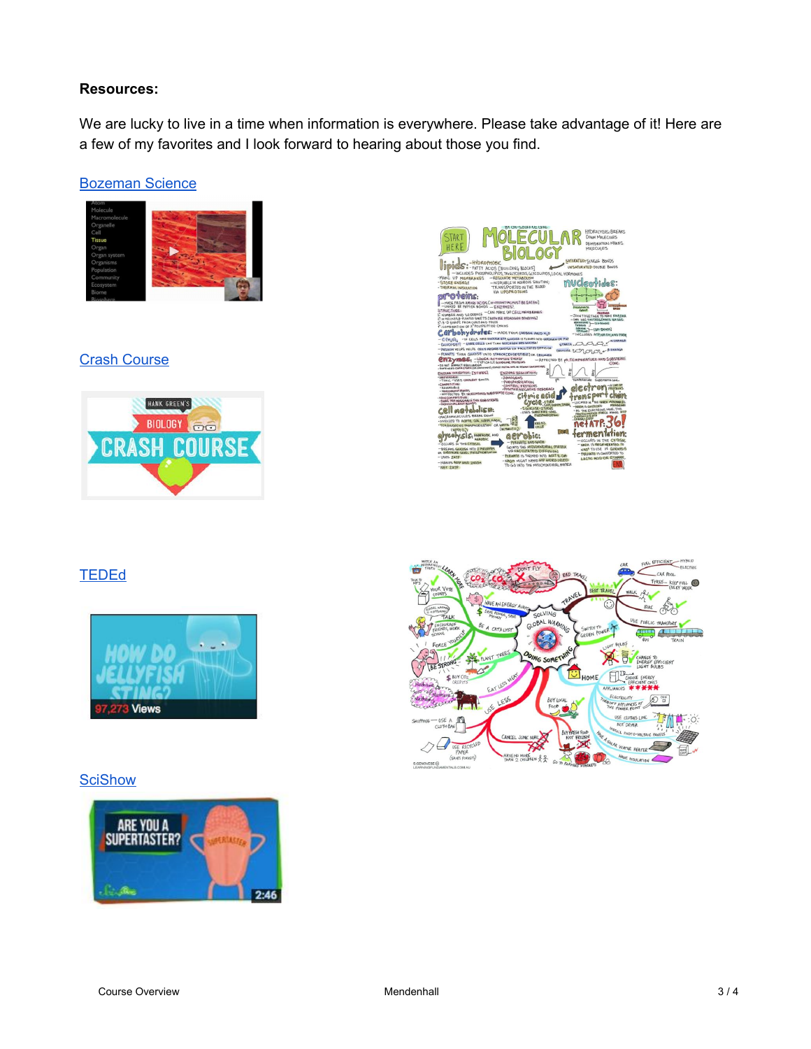**Resources:**

We are lucky to live in a time when information is everywhere. Please take advantage of it! Here are a few of my favorites and I look forward to hearing about those you find.

[Bozeman Science]

[Crash Course]

[TEDEd]

[SciShow]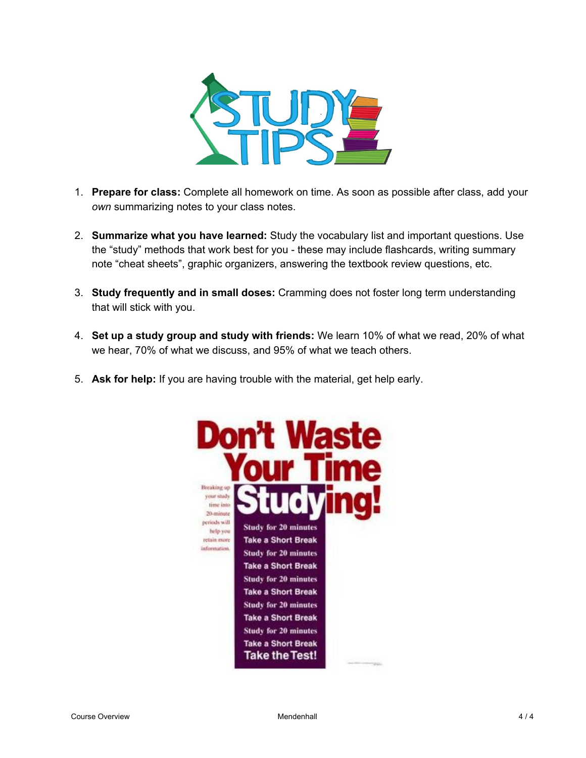# STUDY TIPS

1. **Prepare for class:** Complete all homework on time. As soon as possible after class, add your *own* summarizing notes to your class notes.

2. **Summarize what you have learned:** Study the vocabulary list and important questions. Use the "study" methods that work best for you - these may include flashcards, writing summary note "cheat sheets", graphic organizers, answering the textbook review questions, etc.

3. **Study frequently and in small doses:** Cramming does not foster long term understanding that will stick with you.

4. **Set up a study group and study with friends:** We learn 10% of what we read, 20% of what we hear, 70% of what we discuss, and 95% of what we teach others.

5. **Ask for help:** If you are having trouble with the material, get help early.

## Don't Waste Your Time Studying!

Breaking up your study time into 20-minute periods will help you retain more information.

Study for 20 minutes
Take a Short Break
Study for 20 minutes
Take a Short Break
Study for 20 minutes
Take a Short Break
Study for 20 minutes
Take a Short Break
Study for 20 minutes
Take a Short Break
Take the Test!